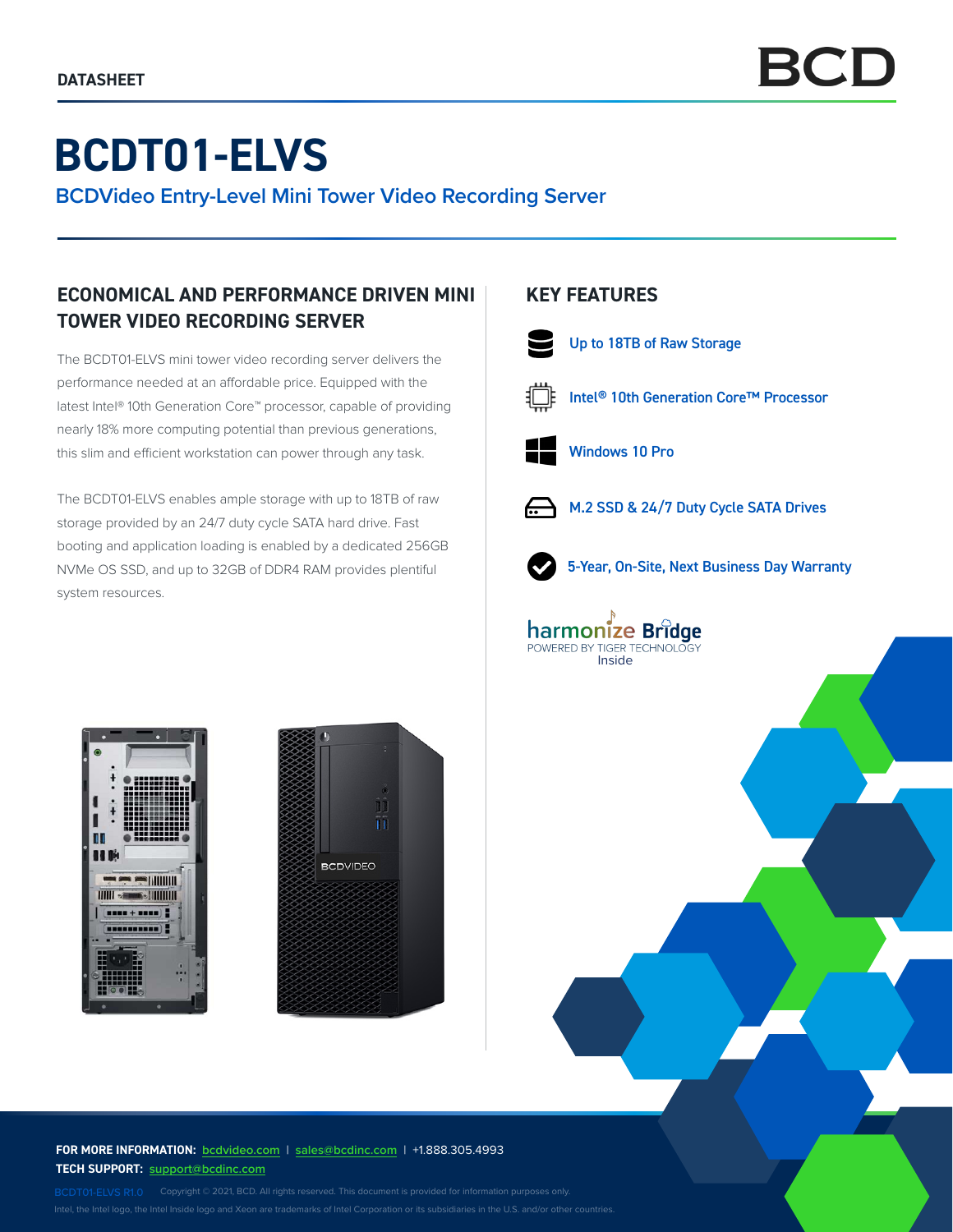DATASHEET

# BCDT01-ELVS

## BCDVideo Entry-Level Mini Tower Video Recording Server

### ECONOMICAL AND PERFORMANCE DRIVEN MINI TOWER VIDEO RECORDING SERVER

The BCDT01-ELVS mini tower video recording server delivers the performance needed at an affordable price. Equipped with the latest Intel® 10th Generation Core™ processor, capable of providing nearly 18% more computing potential than previous generations, this slim and efficient workstation can power through any task.

The BCDT01-ELVS enables ample storage with up to 18TB of raw storage provided by an 24/7 duty cycle SATA hard drive. Fast booting and application loading is enabled by a dedicated 256GB NVMe OS SSD, and up to 32GB of DDR4 RAM provides plentiful system resources.

### KEY FEATURES

- Up to 18TB of Raw Storage
- Intel® 10th Generation Core™ Processor
- Windows 10 Pro
- M.2 SSD & 24/7 Duty Cycle SATA Drives
- 5-Year, On-Site, Next Business Day Warranty

harmonize Bridge
POWERED BY TIGER TECHNOLOGY
Inside

**FOR MORE INFORMATION:** bcdvideo.com | sales@bcdinc.com | +1.888.305.4993
**TECH SUPPORT:** support@bcdinc.com

BCDT01-ELVS R1.0 Copyright © 2021, BCD. All rights reserved. This document is provided for information purposes only.
Intel, the Intel logo, the Intel Inside logo and Xeon are trademarks of Intel Corporation or its subsidiaries in the U.S. and/or other countries.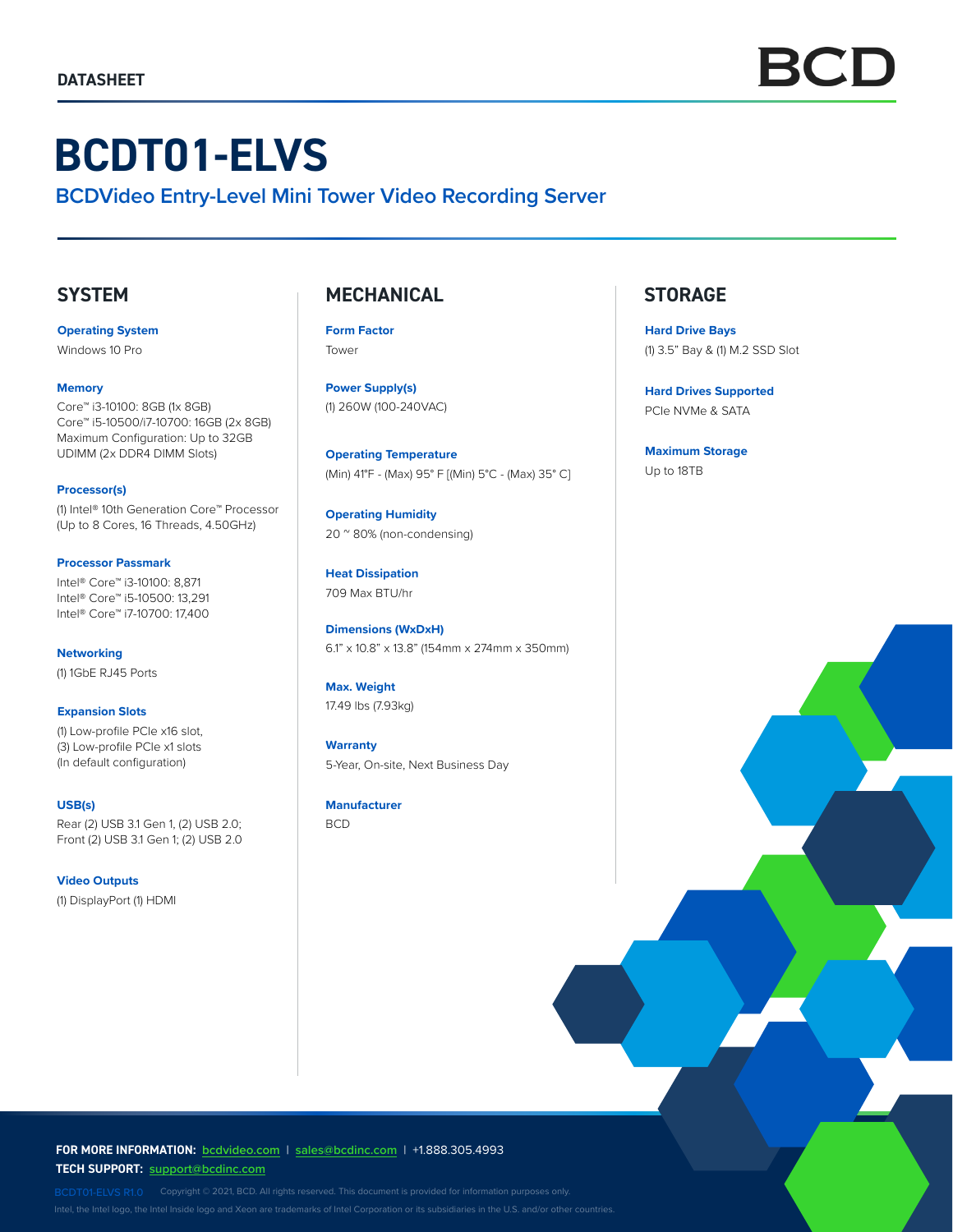DATASHEET

# BCDT01-ELVS

## BCDVideo Entry-Level Mini Tower Video Recording Server

## SYSTEM

**Operating System**
Windows 10 Pro

**Memory**
Core™ i3-10100: 8GB (1x 8GB)
Core™ i5-10500/i7-10700: 16GB (2x 8GB)
Maximum Configuration: Up to 32GB UDIMM (2x DDR4 DIMM Slots)

**Processor(s)**
(1) Intel® 10th Generation Core™ Processor (Up to 8 Cores, 16 Threads, 4.50GHz)

**Processor Passmark**
Intel® Core™ i3-10100: 8,871
Intel® Core™ i5-10500: 13,291
Intel® Core™ i7-10700: 17,400

**Networking**
(1) 1GbE RJ45 Ports

**Expansion Slots**
(1) Low-profile PCIe x16 slot,
(3) Low-profile PCIe x1 slots
(In default configuration)

**USB(s)**
Rear (2) USB 3.1 Gen 1, (2) USB 2.0;
Front (2) USB 3.1 Gen 1; (2) USB 2.0

**Video Outputs**
(1) DisplayPort (1) HDMI

## MECHANICAL

**Form Factor**
Tower

**Power Supply(s)**
(1) 260W (100-240VAC)

**Operating Temperature**
(Min) 41°F - (Max) 95° F [(Min) 5°C - (Max) 35° C]

**Operating Humidity**
20 ~ 80% (non-condensing)

**Heat Dissipation**
709 Max BTU/hr

**Dimensions (WxDxH)**
6.1" x 10.8" x 13.8" (154mm x 274mm x 350mm)

**Max. Weight**
17.49 lbs (7.93kg)

**Warranty**
5-Year, On-site, Next Business Day

**Manufacturer**
BCD

## STORAGE

**Hard Drive Bays**
(1) 3.5" Bay & (1) M.2 SSD Slot

**Hard Drives Supported**
PCIe NVMe & SATA

**Maximum Storage**
Up to 18TB

**FOR MORE INFORMATION:** bcdvideo.com | sales@bcdinc.com | +1.888.305.4993
**TECH SUPPORT:** support@bcdinc.com

BCDT01-ELVS R1.0 Copyright © 2021, BCD. All rights reserved. This document is provided for information purposes only.
Intel, the Intel logo, the Intel Inside logo and Xeon are trademarks of Intel Corporation or its subsidiaries in the U.S. and/or other countries.